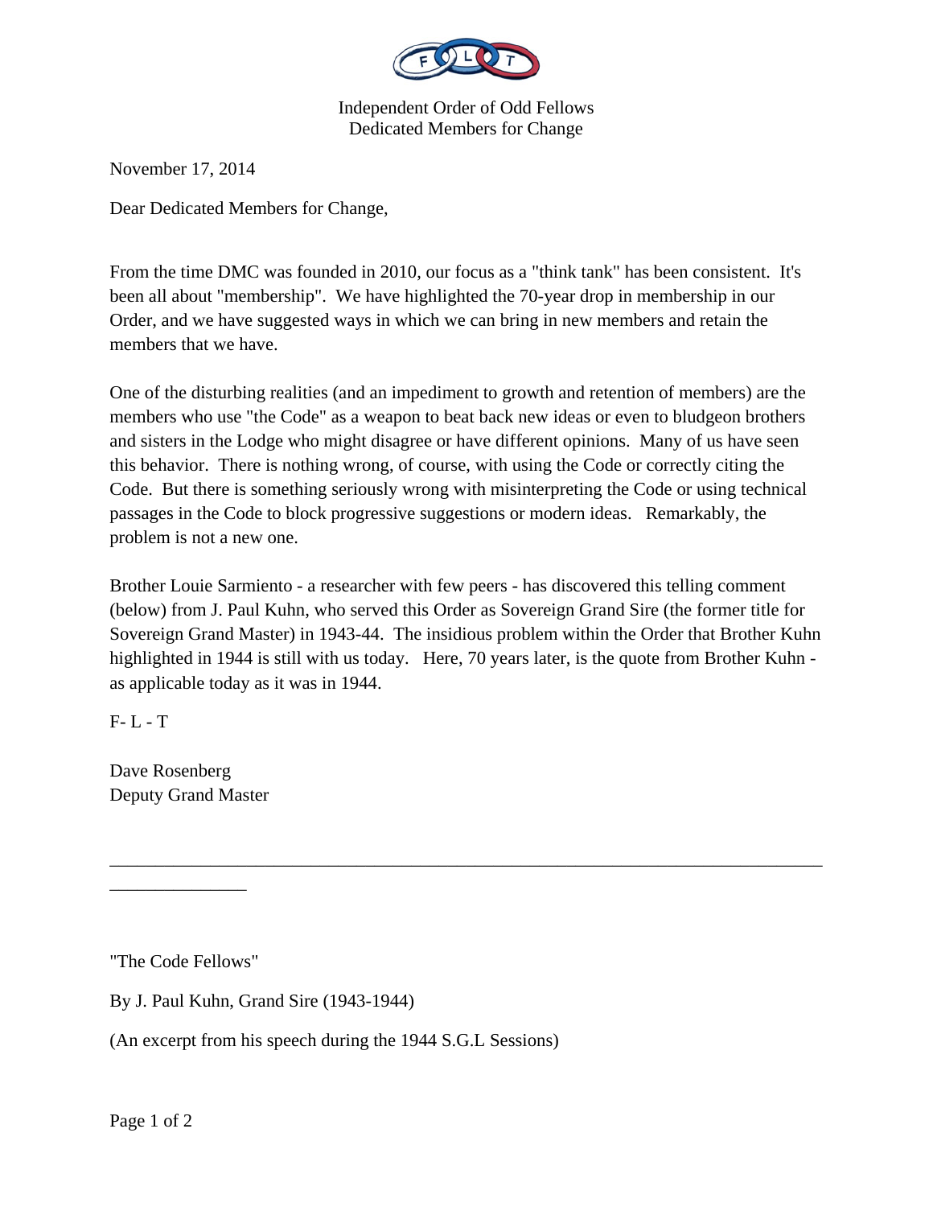Independent Order of Odd Fellows
Dedicated Members for Change

November 17, 2014

Dear Dedicated Members for Change,

From the time DMC was founded in 2010, our focus as a "think tank" has been consistent. It's been all about "membership". We have highlighted the 70-year drop in membership in our Order, and we have suggested ways in which we can bring in new members and retain the members that we have.

One of the disturbing realities (and an impediment to growth and retention of members) are the members who use "the Code" as a weapon to beat back new ideas or even to bludgeon brothers and sisters in the Lodge who might disagree or have different opinions. Many of us have seen this behavior. There is nothing wrong, of course, with using the Code or correctly citing the Code. But there is something seriously wrong with misinterpreting the Code or using technical passages in the Code to block progressive suggestions or modern ideas. Remarkably, the problem is not a new one.

Brother Louie Sarmiento - a researcher with few peers - has discovered this telling comment (below) from J. Paul Kuhn, who served this Order as Sovereign Grand Sire (the former title for Sovereign Grand Master) in 1943-44. The insidious problem within the Order that Brother Kuhn highlighted in 1944 is still with us today. Here, 70 years later, is the quote from Brother Kuhn - as applicable today as it was in 1944.

F- L - T

Dave Rosenberg
Deputy Grand Master

---

"The Code Fellows"

By J. Paul Kuhn, Grand Sire (1943-1944)

(An excerpt from his speech during the 1944 S.G.L Sessions)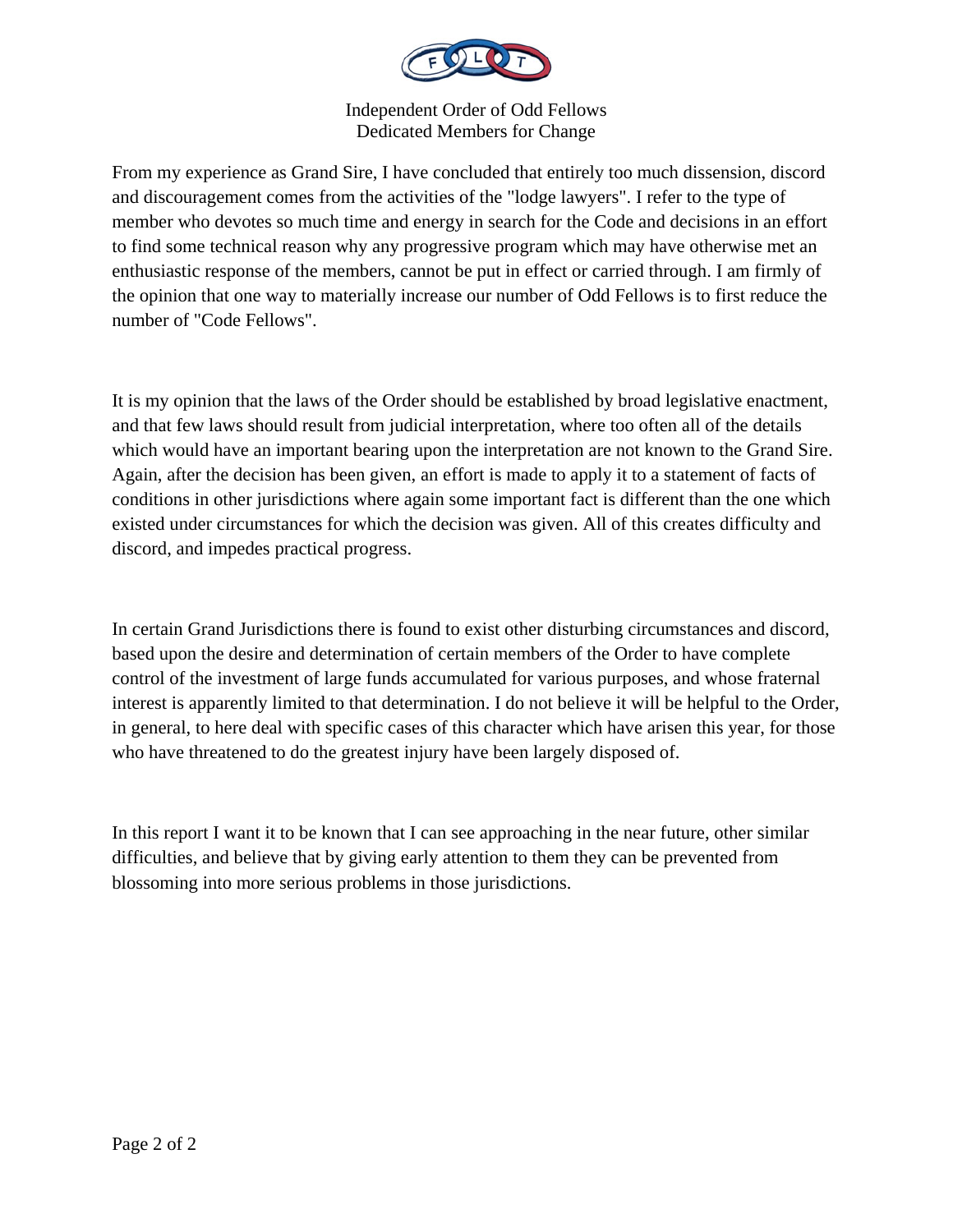Independent Order of Odd Fellows
Dedicated Members for Change

From my experience as Grand Sire, I have concluded that entirely too much dissension, discord and discouragement comes from the activities of the "lodge lawyers". I refer to the type of member who devotes so much time and energy in search for the Code and decisions in an effort to find some technical reason why any progressive program which may have otherwise met an enthusiastic response of the members, cannot be put in effect or carried through. I am firmly of the opinion that one way to materially increase our number of Odd Fellows is to first reduce the number of "Code Fellows".

It is my opinion that the laws of the Order should be established by broad legislative enactment, and that few laws should result from judicial interpretation, where too often all of the details which would have an important bearing upon the interpretation are not known to the Grand Sire. Again, after the decision has been given, an effort is made to apply it to a statement of facts of conditions in other jurisdictions where again some important fact is different than the one which existed under circumstances for which the decision was given. All of this creates difficulty and discord, and impedes practical progress.

In certain Grand Jurisdictions there is found to exist other disturbing circumstances and discord, based upon the desire and determination of certain members of the Order to have complete control of the investment of large funds accumulated for various purposes, and whose fraternal interest is apparently limited to that determination. I do not believe it will be helpful to the Order, in general, to here deal with specific cases of this character which have arisen this year, for those who have threatened to do the greatest injury have been largely disposed of.

In this report I want it to be known that I can see approaching in the near future, other similar difficulties, and believe that by giving early attention to them they can be prevented from blossoming into more serious problems in those jurisdictions.